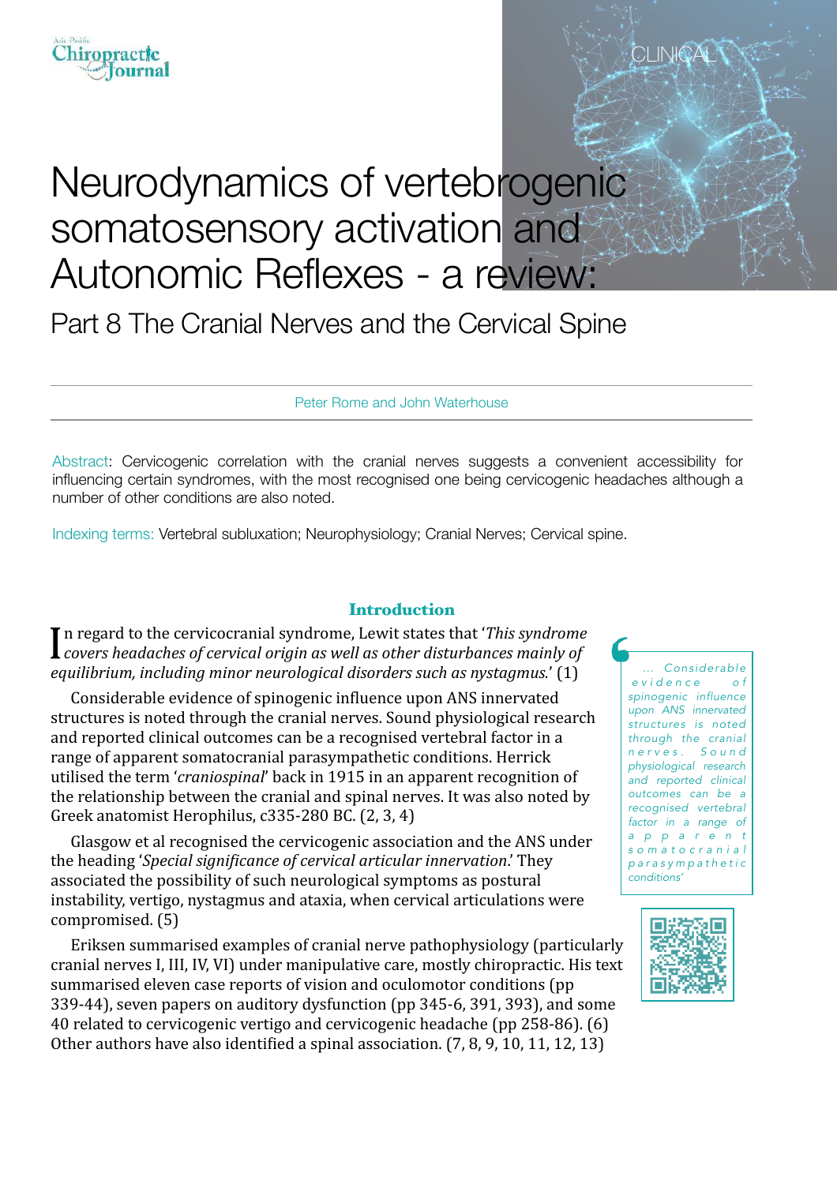CLINICAL

# Neurodynamics of vertebrogenic somatosensory activation and Autonomic Reflexes - a review:

## Part 8 The Cranial Nerves and the Cervical Spine

Peter Rome and John Waterhouse

Abstract: Cervicogenic correlation with the cranial nerves suggests a convenient accessibility for influencing certain syndromes, with the most recognised one being cervicogenic headaches although a number of other conditions are also noted.

Indexing terms: Vertebral subluxation; Neurophysiology; Cranial Nerves; Cervical spine.

### Introduction

In regard to the cervicocranial syndrome, Lewit states that '*This syndrome covers headaches of cervical origin as well as other disturbances mainly of equilibrium, including minor neurological disorders such as nystagmus.*' (1)

Considerable evidence of spinogenic influence upon ANS innervated structures is noted through the cranial nerves. Sound physiological research and reported clinical outcomes can be a recognised vertebral factor in a range of apparent somatocranial parasympathetic conditions. Herrick utilised the term '*craniospinal*' back in 1915 in an apparent recognition of the relationship between the cranial and spinal nerves. It was also noted by Greek anatomist Herophilus, c335-280 BC. (2, 3, 4)

> *... Considerable evidence of spinogenic influence upon ANS innervated structures is noted through the cranial nerves. Sound physiological research and reported clinical outcomes can be a recognised vertebral factor in a range of apparent somatocranial parasympathetic conditions'*

Glasgow et al recognised the cervicogenic association and the ANS under the heading '*Special significance of cervical articular innervation*.' They associated the possibility of such neurological symptoms as postural instability, vertigo, nystagmus and ataxia, when cervical articulations were compromised. (5)

Eriksen summarised examples of cranial nerve pathophysiology (particularly cranial nerves I, III, IV, VI) under manipulative care, mostly chiropractic. His text summarised eleven case reports of vision and oculomotor conditions (pp 339-44), seven papers on auditory dysfunction (pp 345-6, 391, 393), and some 40 related to cervicogenic vertigo and cervicogenic headache (pp 258-86). (6) Other authors have also identified a spinal association. (7, 8, 9, 10, 11, 12, 13)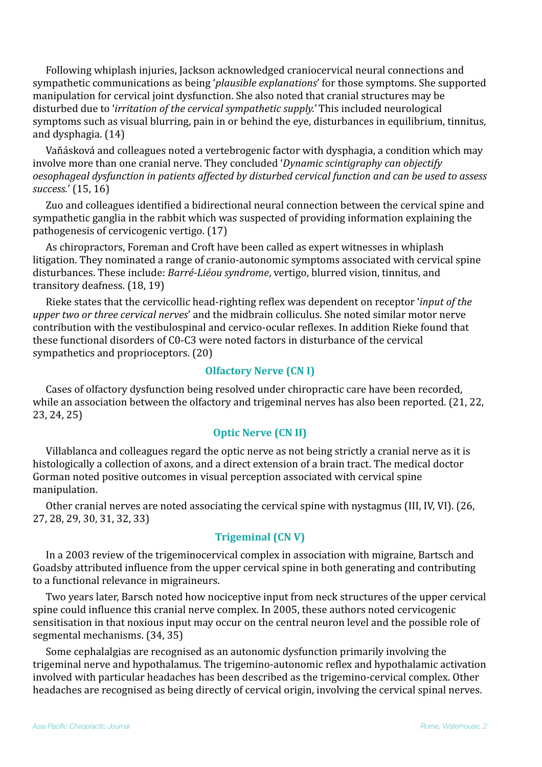Following whiplash injuries, Jackson acknowledged craniocervical neural connections and sympathetic communications as being '*plausible explanations*' for those symptoms. She supported manipulation for cervical joint dysfunction. She also noted that cranial structures may be disturbed due to '*irritation of the cervical sympathetic supply.*' This included neurological symptoms such as visual blurring, pain in or behind the eye, disturbances in equilibrium, tinnitus, and dysphagia. (14)

Vaňásková and colleagues noted a vertebrogenic factor with dysphagia, a condition which may involve more than one cranial nerve. They concluded '*Dynamic scintigraphy can objectify oesophageal dysfunction in patients affected by disturbed cervical function and can be used to assess success.*' (15, 16)

Zuo and colleagues identified a bidirectional neural connection between the cervical spine and sympathetic ganglia in the rabbit which was suspected of providing information explaining the pathogenesis of cervicogenic vertigo. (17)

As chiropractors, Foreman and Croft have been called as expert witnesses in whiplash litigation. They nominated a range of cranio-autonomic symptoms associated with cervical spine disturbances. These include: *Barré-Liéou syndrome*, vertigo, blurred vision, tinnitus, and transitory deafness. (18, 19)

Rieke states that the cervicollic head-righting reflex was dependent on receptor '*input of the upper two or three cervical nerves*' and the midbrain colliculus. She noted similar motor nerve contribution with the vestibulospinal and cervico-ocular reflexes. In addition Rieke found that these functional disorders of C0-C3 were noted factors in disturbance of the cervical sympathetics and proprioceptors. (20)

## Olfactory Nerve (CN I)

Cases of olfactory dysfunction being resolved under chiropractic care have been recorded, while an association between the olfactory and trigeminal nerves has also been reported. (21, 22, 23, 24, 25)

## Optic Nerve (CN II)

Villablanca and colleagues regard the optic nerve as not being strictly a cranial nerve as it is histologically a collection of axons, and a direct extension of a brain tract. The medical doctor Gorman noted positive outcomes in visual perception associated with cervical spine manipulation.

Other cranial nerves are noted associating the cervical spine with nystagmus (III, IV, VI). (26, 27, 28, 29, 30, 31, 32, 33)

## Trigeminal (CN V)

In a 2003 review of the trigeminocervical complex in association with migraine, Bartsch and Goadsby attributed influence from the upper cervical spine in both generating and contributing to a functional relevance in migraineurs.

Two years later, Barsch noted how nociceptive input from neck structures of the upper cervical spine could influence this cranial nerve complex. In 2005, these authors noted cervicogenic sensitisation in that noxious input may occur on the central neuron level and the possible role of segmental mechanisms. (34, 35)

Some cephalalgias are recognised as an autonomic dysfunction primarily involving the trigeminal nerve and hypothalamus. The trigemino-autonomic reflex and hypothalamic activation involved with particular headaches has been described as the trigemino-cervical complex. Other headaches are recognised as being directly of cervical origin, involving the cervical spinal nerves.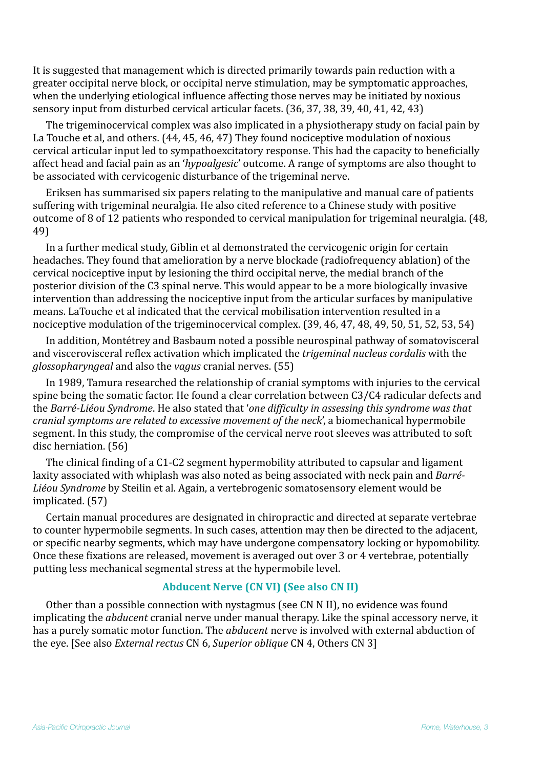It is suggested that management which is directed primarily towards pain reduction with a greater occipital nerve block, or occipital nerve stimulation, may be symptomatic approaches, when the underlying etiological influence affecting those nerves may be initiated by noxious sensory input from disturbed cervical articular facets. (36, 37, 38, 39, 40, 41, 42, 43)

The trigeminocervical complex was also implicated in a physiotherapy study on facial pain by La Touche et al, and others. (44, 45, 46, 47) They found nociceptive modulation of noxious cervical articular input led to sympathoexcitatory response. This had the capacity to beneficially affect head and facial pain as an '*hypoalgesic*' outcome. A range of symptoms are also thought to be associated with cervicogenic disturbance of the trigeminal nerve.

Eriksen has summarised six papers relating to the manipulative and manual care of patients suffering with trigeminal neuralgia. He also cited reference to a Chinese study with positive outcome of 8 of 12 patients who responded to cervical manipulation for trigeminal neuralgia. (48, 49)

In a further medical study, Giblin et al demonstrated the cervicogenic origin for certain headaches. They found that amelioration by a nerve blockade (radiofrequency ablation) of the cervical nociceptive input by lesioning the third occipital nerve, the medial branch of the posterior division of the C3 spinal nerve. This would appear to be a more biologically invasive intervention than addressing the nociceptive input from the articular surfaces by manipulative means. LaTouche et al indicated that the cervical mobilisation intervention resulted in a nociceptive modulation of the trigeminocervical complex. (39, 46, 47, 48, 49, 50, 51, 52, 53, 54)

In addition, Montétrey and Basbaum noted a possible neurospinal pathway of somatovisceral and viscerovisceral reflex activation which implicated the *trigeminal nucleus cordalis* with the *glossopharyngeal* and also the *vagus* cranial nerves. (55)

In 1989, Tamura researched the relationship of cranial symptoms with injuries to the cervical spine being the somatic factor. He found a clear correlation between C3/C4 radicular defects and the *Barré-Liéou Syndrome*. He also stated that '*one difficulty in assessing this syndrome was that cranial symptoms are related to excessive movement of the neck*', a biomechanical hypermobile segment. In this study, the compromise of the cervical nerve root sleeves was attributed to soft disc herniation. (56)

The clinical finding of a C1-C2 segment hypermobility attributed to capsular and ligament laxity associated with whiplash was also noted as being associated with neck pain and *Barré-Liéou Syndrome* by Steilin et al. Again, a vertebrogenic somatosensory element would be implicated. (57)

Certain manual procedures are designated in chiropractic and directed at separate vertebrae to counter hypermobile segments. In such cases, attention may then be directed to the adjacent, or specific nearby segments, which may have undergone compensatory locking or hypomobility. Once these fixations are released, movement is averaged out over 3 or 4 vertebrae, potentially putting less mechanical segmental stress at the hypermobile level.

## Abducent Nerve (CN VI) (See also CN II)

Other than a possible connection with nystagmus (see CN N II), no evidence was found implicating the *abducent* cranial nerve under manual therapy. Like the spinal accessory nerve, it has a purely somatic motor function. The *abducent* nerve is involved with external abduction of the eye. [See also *External rectus* CN 6, *Superior oblique* CN 4, Others CN 3]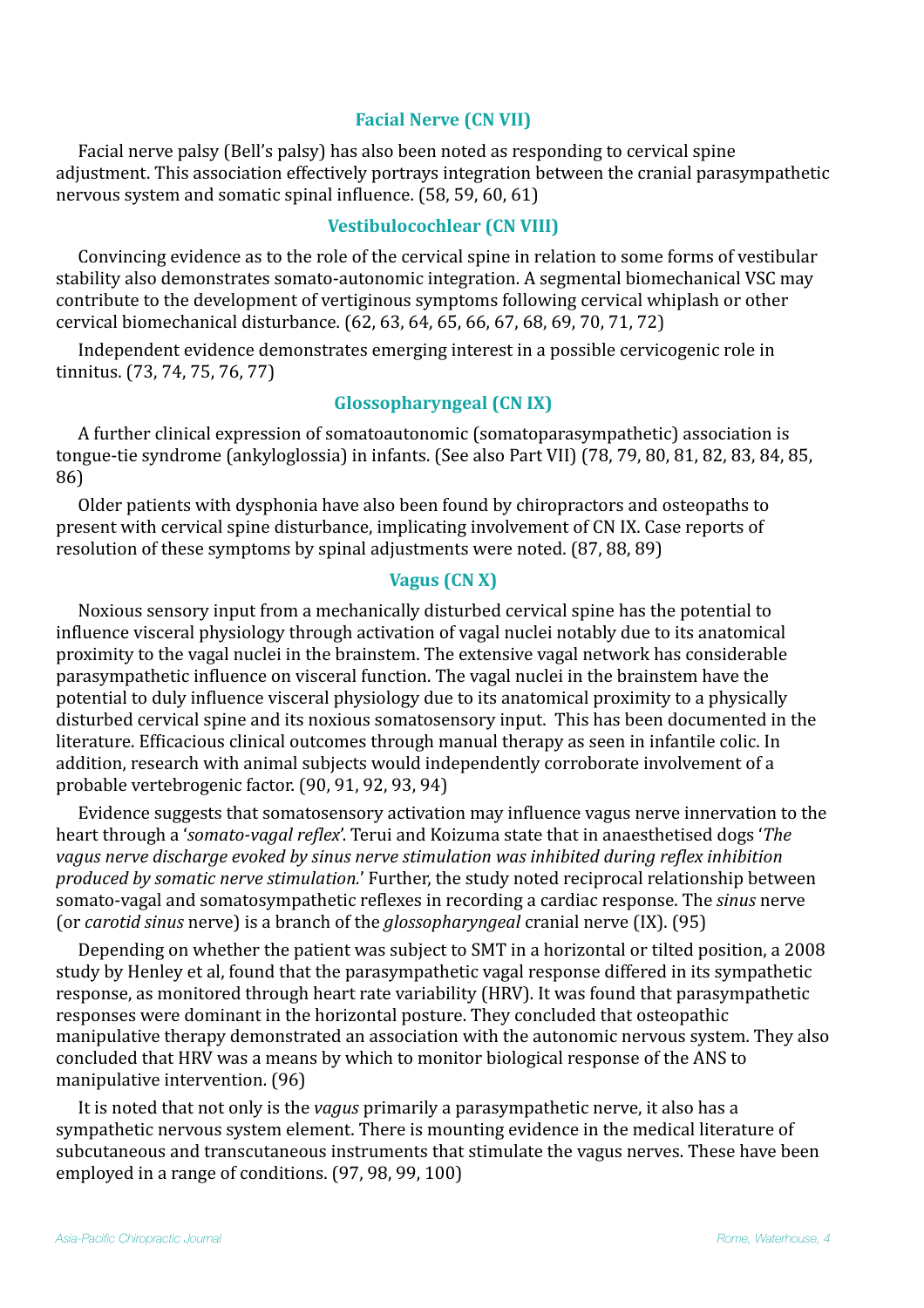### Facial Nerve (CN VII)

Facial nerve palsy (Bell's palsy) has also been noted as responding to cervical spine adjustment. This association effectively portrays integration between the cranial parasympathetic nervous system and somatic spinal influence. (58, 59, 60, 61)

### Vestibulocochlear (CN VIII)

Convincing evidence as to the role of the cervical spine in relation to some forms of vestibular stability also demonstrates somato-autonomic integration. A segmental biomechanical VSC may contribute to the development of vertiginous symptoms following cervical whiplash or other cervical biomechanical disturbance. (62, 63, 64, 65, 66, 67, 68, 69, 70, 71, 72)

Independent evidence demonstrates emerging interest in a possible cervicogenic role in tinnitus. (73, 74, 75, 76, 77)

### Glossopharyngeal (CN IX)

A further clinical expression of somatoautonomic (somatoparasympathetic) association is tongue-tie syndrome (ankyloglossia) in infants. (See also Part VII) (78, 79, 80, 81, 82, 83, 84, 85, 86)

Older patients with dysphonia have also been found by chiropractors and osteopaths to present with cervical spine disturbance, implicating involvement of CN IX. Case reports of resolution of these symptoms by spinal adjustments were noted. (87, 88, 89)

### Vagus (CN X)

Noxious sensory input from a mechanically disturbed cervical spine has the potential to influence visceral physiology through activation of vagal nuclei notably due to its anatomical proximity to the vagal nuclei in the brainstem. The extensive vagal network has considerable parasympathetic influence on visceral function. The vagal nuclei in the brainstem have the potential to duly influence visceral physiology due to its anatomical proximity to a physically disturbed cervical spine and its noxious somatosensory input. This has been documented in the literature. Efficacious clinical outcomes through manual therapy as seen in infantile colic. In addition, research with animal subjects would independently corroborate involvement of a probable vertebrogenic factor. (90, 91, 92, 93, 94)

Evidence suggests that somatosensory activation may influence vagus nerve innervation to the heart through a '*somato-vagal reflex*'. Terui and Koizuma state that in anaesthetised dogs '*The vagus nerve discharge evoked by sinus nerve stimulation was inhibited during reflex inhibition produced by somatic nerve stimulation.*' Further, the study noted reciprocal relationship between somato-vagal and somatosympathetic reflexes in recording a cardiac response. The *sinus* nerve (or *carotid sinus* nerve) is a branch of the *glossopharyngeal* cranial nerve (IX). (95)

Depending on whether the patient was subject to SMT in a horizontal or tilted position, a 2008 study by Henley et al, found that the parasympathetic vagal response differed in its sympathetic response, as monitored through heart rate variability (HRV). It was found that parasympathetic responses were dominant in the horizontal posture. They concluded that osteopathic manipulative therapy demonstrated an association with the autonomic nervous system. They also concluded that HRV was a means by which to monitor biological response of the ANS to manipulative intervention. (96)

It is noted that not only is the *vagus* primarily a parasympathetic nerve, it also has a sympathetic nervous system element. There is mounting evidence in the medical literature of subcutaneous and transcutaneous instruments that stimulate the vagus nerves. These have been employed in a range of conditions. (97, 98, 99, 100)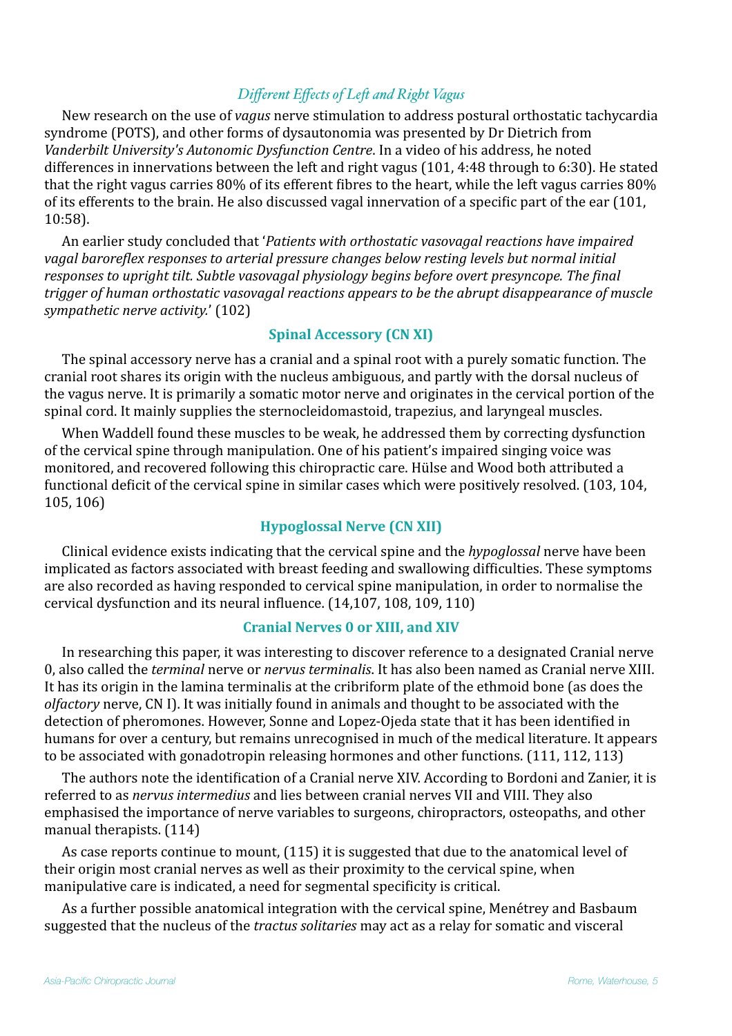### *Different Effects of Left and Right Vagus*

New research on the use of *vagus* nerve stimulation to address postural orthostatic tachycardia syndrome (POTS), and other forms of dysautonomia was presented by Dr Dietrich from *Vanderbilt University's Autonomic Dysfunction Centre*. In a video of his address, he noted differences in innervations between the left and right vagus (101, 4:48 through to 6:30). He stated that the right vagus carries 80% of its efferent fibres to the heart, while the left vagus carries 80% of its efferents to the brain. He also discussed vagal innervation of a specific part of the ear (101, 10:58).

An earlier study concluded that '*Patients with orthostatic vasovagal reactions have impaired vagal baroreflex responses to arterial pressure changes below resting levels but normal initial responses to upright tilt. Subtle vasovagal physiology begins before overt presyncope. The final trigger of human orthostatic vasovagal reactions appears to be the abrupt disappearance of muscle sympathetic nerve activity.*' (102)

## Spinal Accessory (CN XI)

The spinal accessory nerve has a cranial and a spinal root with a purely somatic function. The cranial root shares its origin with the nucleus ambiguous, and partly with the dorsal nucleus of the vagus nerve. It is primarily a somatic motor nerve and originates in the cervical portion of the spinal cord. It mainly supplies the sternocleidomastoid, trapezius, and laryngeal muscles.

When Waddell found these muscles to be weak, he addressed them by correcting dysfunction of the cervical spine through manipulation. One of his patient's impaired singing voice was monitored, and recovered following this chiropractic care. Hülse and Wood both attributed a functional deficit of the cervical spine in similar cases which were positively resolved. (103, 104, 105, 106)

## Hypoglossal Nerve (CN XII)

Clinical evidence exists indicating that the cervical spine and the *hypoglossal* nerve have been implicated as factors associated with breast feeding and swallowing difficulties. These symptoms are also recorded as having responded to cervical spine manipulation, in order to normalise the cervical dysfunction and its neural influence. (14,107, 108, 109, 110)

## Cranial Nerves 0 or XIII, and XIV

In researching this paper, it was interesting to discover reference to a designated Cranial nerve 0, also called the *terminal* nerve or *nervus terminalis*. It has also been named as Cranial nerve XIII. It has its origin in the lamina terminalis at the cribriform plate of the ethmoid bone (as does the *olfactory* nerve, CN I). It was initially found in animals and thought to be associated with the detection of pheromones. However, Sonne and Lopez-Ojeda state that it has been identified in humans for over a century, but remains unrecognised in much of the medical literature. It appears to be associated with gonadotropin releasing hormones and other functions. (111, 112, 113)

The authors note the identification of a Cranial nerve XIV. According to Bordoni and Zanier, it is referred to as *nervus intermedius* and lies between cranial nerves VII and VIII. They also emphasised the importance of nerve variables to surgeons, chiropractors, osteopaths, and other manual therapists. (114)

As case reports continue to mount, (115) it is suggested that due to the anatomical level of their origin most cranial nerves as well as their proximity to the cervical spine, when manipulative care is indicated, a need for segmental specificity is critical.

As a further possible anatomical integration with the cervical spine, Menétrey and Basbaum suggested that the nucleus of the *tractus solitaries* may act as a relay for somatic and visceral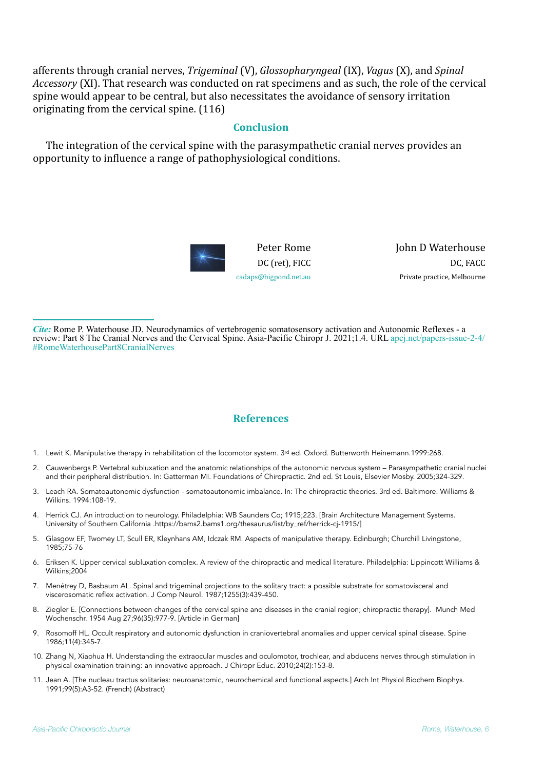afferents through cranial nerves, *Trigeminal* (V), *Glossopharyngeal* (IX), *Vagus* (X), and *Spinal Accessory* (XI). That research was conducted on rat specimens and as such, the role of the cervical spine would appear to be central, but also necessitates the avoidance of sensory irritation originating from the cervical spine. (116)

## Conclusion

The integration of the cervical spine with the parasympathetic cranial nerves provides an opportunity to influence a range of pathophysiological conditions.

Peter Rome
DC (ret), FICC
cadaps@bigpond.net.au

John D Waterhouse
DC, FACC
Private practice, Melbourne

***Cite:*** Rome P. Waterhouse JD. Neurodynamics of vertebrogenic somatosensory activation and Autonomic Reflexes - a review: Part 8 The Cranial Nerves and the Cervical Spine. Asia-Pacific Chiropr J. 2021;1.4. URL apcj.net/papers-issue-2-4/#RomeWaterhousePart8CranialNerves

## References

1. Lewit K. Manipulative therapy in rehabilitation of the locomotor system. 3rd ed. Oxford. Butterworth Heinemann.1999:268.
2. Cauwenbergs P. Vertebral subluxation and the anatomic relationships of the autonomic nervous system – Parasympathetic cranial nuclei and their peripheral distribution. In: Gatterman MI. Foundations of Chiropractic. 2nd ed. St Louis, Elsevier Mosby. 2005;324-329.
3. Leach RA. Somatoautonomic dysfunction - somatoautonomic imbalance. In: The chiropractic theories. 3rd ed. Baltimore. Williams & Wilkins. 1994:108-19.
4. Herrick CJ. An introduction to neurology. Philadelphia: WB Saunders Co; 1915;223. [Brain Architecture Management Systems. University of Southern California .https://bams2.bams1.org/thesaurus/list/by_ref/herrick-cj-1915/]
5. Glasgow EF, Twomey LT, Scull ER, Kleynhans AM, Idczak RM. Aspects of manipulative therapy. Edinburgh; Churchill Livingstone, 1985;75-76
6. Eriksen K. Upper cervical subluxation complex. A review of the chiropractic and medical literature. Philadelphia: Lippincott Williams & Wilkins;2004
7. Menétrey D, Basbaum AL. Spinal and trigeminal projections to the solitary tract: a possible substrate for somatovisceral and viscerosomatic reflex activation. J Comp Neurol. 1987;1255(3):439-450.
8. Ziegler E. [Connections between changes of the cervical spine and diseases in the cranial region; chiropractic therapy]. Munch Med Wochenschr. 1954 Aug 27;96(35):977-9. [Article in German]
9. Rosomoff HL. Occult respiratory and autonomic dysfunction in craniovertebral anomalies and upper cervical spinal disease. Spine 1986;11(4):345-7.
10. Zhang N, Xiaohua H. Understanding the extraocular muscles and oculomotor, trochlear, and abducens nerves through stimulation in physical examination training: an innovative approach. J Chiropr Educ. 2010;24(2):153-8.
11. Jean A. [The nucleau tractus solitaries: neuroanatomic, neurochemical and functional aspects.] Arch Int Physiol Biochem Biophys. 1991;99(5):A3-52. (French) (Abstract)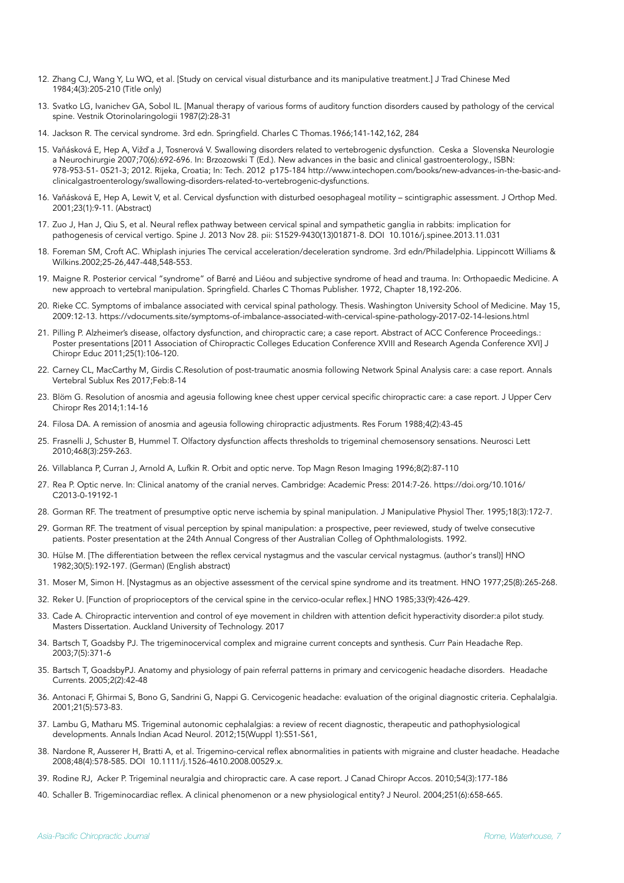12. Zhang CJ, Wang Y, Lu WQ, et al. [Study on cervical visual disturbance and its manipulative treatment.] J Trad Chinese Med 1984;4(3):205-210 (Title only)
13. Svatko LG, Ivanichev GA, Sobol IL. [Manual therapy of various forms of auditory function disorders caused by pathology of the cervical spine. Vestnik Otorinolaringologii 1987(2):28-31
14. Jackson R. The cervical syndrome. 3rd edn. Springfield. Charles C Thomas.1966;141-142,162, 284
15. Vaňásková E, Hep A, Vižďa J, Tosnerová V. Swallowing disorders related to vertebrogenic dysfunction. Ceska a Slovenska Neurologie a Neurochirurgie 2007;70(6):692-696. In: Brzozowski T (Ed.). New advances in the basic and clinical gastroenterology., ISBN: 978-953-51- 0521-3; 2012. Rijeka, Croatia; In: Tech. 2012 p175-184 http://www.intechopen.com/books/new-advances-in-the-basic-and-clinicalgastroenterology/swallowing-disorders-related-to-vertebrogenic-dysfunctions.
16. Vaňásková E, Hep A, Lewit V, et al. Cervical dysfunction with disturbed oesophageal motility – scintigraphic assessment. J Orthop Med. 2001;23(1):9-11. (Abstract)
17. Zuo J, Han J, Qiu S, et al. Neural reflex pathway between cervical spinal and sympathetic ganglia in rabbits: implication for pathogenesis of cervical vertigo. Spine J. 2013 Nov 28. pii: S1529-9430(13)01871-8. DOI 10.1016/j.spinee.2013.11.031
18. Foreman SM, Croft AC. Whiplash injuries The cervical acceleration/deceleration syndrome. 3rd edn/Philadelphia. Lippincott Williams & Wilkins.2002;25-26,447-448,548-553.
19. Maigne R. Posterior cervical "syndrome" of Barré and Liéou and subjective syndrome of head and trauma. In: Orthopaedic Medicine. A new approach to vertebral manipulation. Springfield. Charles C Thomas Publisher. 1972, Chapter 18,192-206.
20. Rieke CC. Symptoms of imbalance associated with cervical spinal pathology. Thesis. Washington University School of Medicine. May 15, 2009:12-13. https://vdocuments.site/symptoms-of-imbalance-associated-with-cervical-spine-pathology-2017-02-14-lesions.html
21. Pilling P. Alzheimer's disease, olfactory dysfunction, and chiropractic care; a case report. Abstract of ACC Conference Proceedings.: Poster presentations [2011 Association of Chiropractic Colleges Education Conference XVIII and Research Agenda Conference XVI] J Chiropr Educ 2011;25(1):106-120.
22. Carney CL, MacCarthy M, Girdis C.Resolution of post-traumatic anosmia following Network Spinal Analysis care: a case report. Annals Vertebral Sublux Res 2017;Feb:8-14
23. Blöm G. Resolution of anosmia and ageusia following knee chest upper cervical specific chiropractic care: a case report. J Upper Cerv Chiropr Res 2014;1:14-16
24. Filosa DA. A remission of anosmia and ageusia following chiropractic adjustments. Res Forum 1988;4(2):43-45
25. Frasnelli J, Schuster B, Hummel T. Olfactory dysfunction affects thresholds to trigeminal chemosensory sensations. Neurosci Lett 2010;468(3):259-263.
26. Villablanca P, Curran J, Arnold A, Lufkin R. Orbit and optic nerve. Top Magn Reson Imaging 1996;8(2):87-110
27. Rea P. Optic nerve. In: Clinical anatomy of the cranial nerves. Cambridge: Academic Press: 2014:7-26. https://doi.org/10.1016/C2013-0-19192-1
28. Gorman RF. The treatment of presumptive optic nerve ischemia by spinal manipulation. J Manipulative Physiol Ther. 1995;18(3):172-7.
29. Gorman RF. The treatment of visual perception by spinal manipulation: a prospective, peer reviewed, study of twelve consecutive patients. Poster presentation at the 24th Annual Congress of ther Australian Colleg of Ophthmalologists. 1992.
30. Hülse M. [The differentiation between the reflex cervical nystagmus and the vascular cervical nystagmus. (author's transl)] HNO 1982;30(5):192-197. (German) (English abstract)
31. Moser M, Simon H. [Nystagmus as an objective assessment of the cervical spine syndrome and its treatment. HNO 1977;25(8):265-268.
32. Reker U. [Function of proprioceptors of the cervical spine in the cervico-ocular reflex.] HNO 1985;33(9):426-429.
33. Cade A. Chiropractic intervention and control of eye movement in children with attention deficit hyperactivity disorder:a pilot study. Masters Dissertation. Auckland University of Technology. 2017
34. Bartsch T, Goadsby PJ. The trigeminocervical complex and migraine current concepts and synthesis. Curr Pain Headache Rep. 2003;7(5):371-6
35. Bartsch T, GoadsbyPJ. Anatomy and physiology of pain referral patterns in primary and cervicogenic headache disorders. Headache Currents. 2005;2(2):42-48
36. Antonaci F, Ghirmai S, Bono G, Sandrini G, Nappi G. Cervicogenic headache: evaluation of the original diagnostic criteria. Cephalalgia. 2001;21(5):573-83.
37. Lambu G, Matharu MS. Trigeminal autonomic cephalalgias: a review of recent diagnostic, therapeutic and pathophysiological developments. Annals Indian Acad Neurol. 2012;15(Wuppl 1):S51-S61,
38. Nardone R, Ausserer H, Bratti A, et al. Trigemino-cervical reflex abnormalities in patients with migraine and cluster headache. Headache 2008;48(4):578-585. DOI 10.1111/j.1526-4610.2008.00529.x.
39. Rodine RJ, Acker P. Trigeminal neuralgia and chiropractic care. A case report. J Canad Chiropr Accos. 2010;54(3):177-186
40. Schaller B. Trigeminocardiac reflex. A clinical phenomenon or a new physiological entity? J Neurol. 2004;251(6):658-665.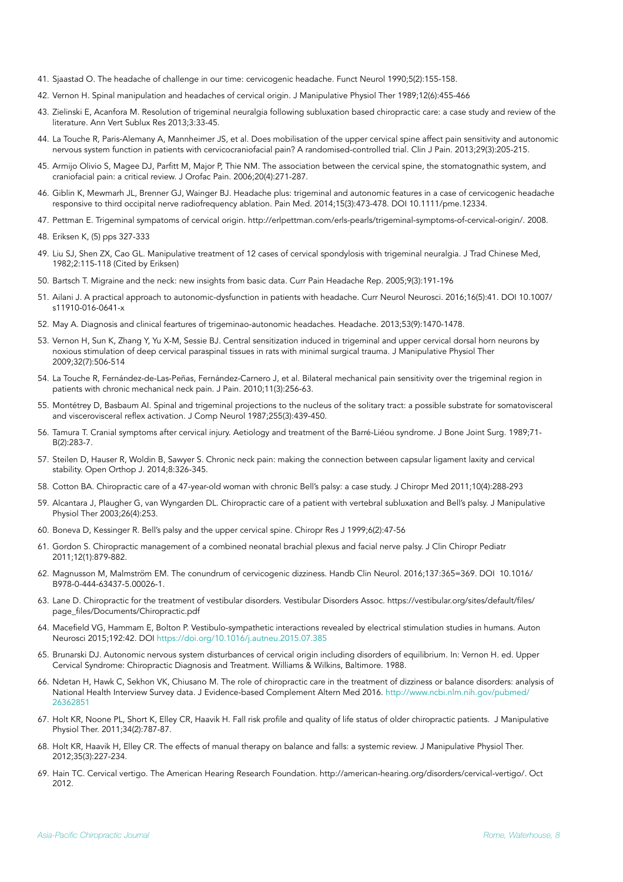41. Sjaastad O. The headache of challenge in our time: cervicogenic headache. Funct Neurol 1990;5(2):155-158.
42. Vernon H. Spinal manipulation and headaches of cervical origin. J Manipulative Physiol Ther 1989;12(6):455-466
43. Zielinski E, Acanfora M. Resolution of trigeminal neuralgia following subluxation based chiropractic care: a case study and review of the literature. Ann Vert Sublux Res 2013;3:33-45.
44. La Touche R, Paris-Alemany A, Mannheimer JS, et al. Does mobilisation of the upper cervical spine affect pain sensitivity and autonomic nervous system function in patients with cervicocraniofacial pain? A randomised-controlled trial. Clin J Pain. 2013;29(3):205-215.
45. Armijo Olivio S, Magee DJ, Parfitt M, Major P, Thie NM. The association between the cervical spine, the stomatognathic system, and craniofacial pain: a critical review. J Orofac Pain. 2006;20(4):271-287.
46. Giblin K, Mewmarh JL, Brenner GJ, Wainger BJ. Headache plus: trigeminal and autonomic features in a case of cervicogenic headache responsive to third occipital nerve radiofrequency ablation. Pain Med. 2014;15(3):473-478. DOI 10.1111/pme.12334.
47. Pettman E. Trigeminal sympatoms of cervical origin. http://erlpettman.com/erls-pearls/trigeminal-symptoms-of-cervical-origin/. 2008.
48. Eriksen K, (5) pps 327-333
49. Liu SJ, Shen ZX, Cao GL. Manipulative treatment of 12 cases of cervical spondylosis with trigeminal neuralgia. J Trad Chinese Med, 1982;2:115-118 (Cited by Eriksen)
50. Bartsch T. Migraine and the neck: new insights from basic data. Curr Pain Headache Rep. 2005;9(3):191-196
51. Ailani J. A practical approach to autonomic-dysfunction in patients with headache. Curr Neurol Neurosci. 2016;16(5):41. DOI 10.1007/s11910-016-0641-x
52. May A. Diagnosis and clinical feartures of trigeminao-autonomic headaches. Headache. 2013;53(9):1470-1478.
53. Vernon H, Sun K, Zhang Y, Yu X-M, Sessie BJ. Central sensitization induced in trigeminal and upper cervical dorsal horn neurons by noxious stimulation of deep cervical paraspinal tissues in rats with minimal surgical trauma. J Manipulative Physiol Ther 2009;32(7):506-514
54. La Touche R, Fernández-de-Las-Peñas, Fernández-Carnero J, et al. Bilateral mechanical pain sensitivity over the trigeminal region in patients with chronic mechanical neck pain. J Pain. 2010;11(3):256-63.
55. Montétrey D, Basbaum AI. Spinal and trigeminal projections to the nucleus of the solitary tract: a possible substrate for somatovisceral and viscerovisceral reflex activation. J Comp Neurol 1987;255(3):439-450.
56. Tamura T. Cranial symptoms after cervical injury. Aetiology and treatment of the Barré-Liéou syndrome. J Bone Joint Surg. 1989;71-B(2):283-7.
57. Steilen D, Hauser R, Woldin B, Sawyer S. Chronic neck pain: making the connection between capsular ligament laxity and cervical stability. Open Orthop J. 2014;8:326-345.
58. Cotton BA. Chiropractic care of a 47-year-old woman with chronic Bell's palsy: a case study. J Chiropr Med 2011;10(4):288-293
59. Alcantara J, Plaugher G, van Wyngarden DL. Chiropractic care of a patient with vertebral subluxation and Bell's palsy. J Manipulative Physiol Ther 2003;26(4):253.
60. Boneva D, Kessinger R. Bell's palsy and the upper cervical spine. Chiropr Res J 1999;6(2):47-56
61. Gordon S. Chiropractic management of a combined neonatal brachial plexus and facial nerve palsy. J Clin Chiropr Pediatr 2011;12(1):879-882.
62. Magnusson M, Malmström EM. The conundrum of cervicogenic dizziness. Handb Clin Neurol. 2016;137:365=369. DOI 10.1016/B978-0-444-63437-5.00026-1.
63. Lane D. Chiropractic for the treatment of vestibular disorders. Vestibular Disorders Assoc. https://vestibular.org/sites/default/files/page_files/Documents/Chiropractic.pdf
64. Macefield VG, Hammam E, Bolton P. Vestibulo-sympathetic interactions revealed by electrical stimulation studies in humans. Auton Neurosci 2015;192:42. DOI https://doi.org/10.1016/j.autneu.2015.07.385
65. Brunarski DJ. Autonomic nervous system disturbances of cervical origin including disorders of equilibrium. In: Vernon H. ed. Upper Cervical Syndrome: Chiropractic Diagnosis and Treatment. Williams & Wilkins, Baltimore. 1988.
66. Ndetan H, Hawk C, Sekhon VK, Chiusano M. The role of chiropractic care in the treatment of dizziness or balance disorders: analysis of National Health Interview Survey data. J Evidence-based Complement Altern Med 2016. http://www.ncbi.nlm.nih.gov/pubmed/26362851
67. Holt KR, Noone PL, Short K, Elley CR, Haavik H. Fall risk profile and quality of life status of older chiropractic patients. J Manipulative Physiol Ther. 2011;34(2):787-87.
68. Holt KR, Haavik H, Elley CR. The effects of manual therapy on balance and falls: a systemic review. J Manipulative Physiol Ther. 2012;35(3):227-234.
69. Hain TC. Cervical vertigo. The American Hearing Research Foundation. http://american-hearing.org/disorders/cervical-vertigo/. Oct 2012.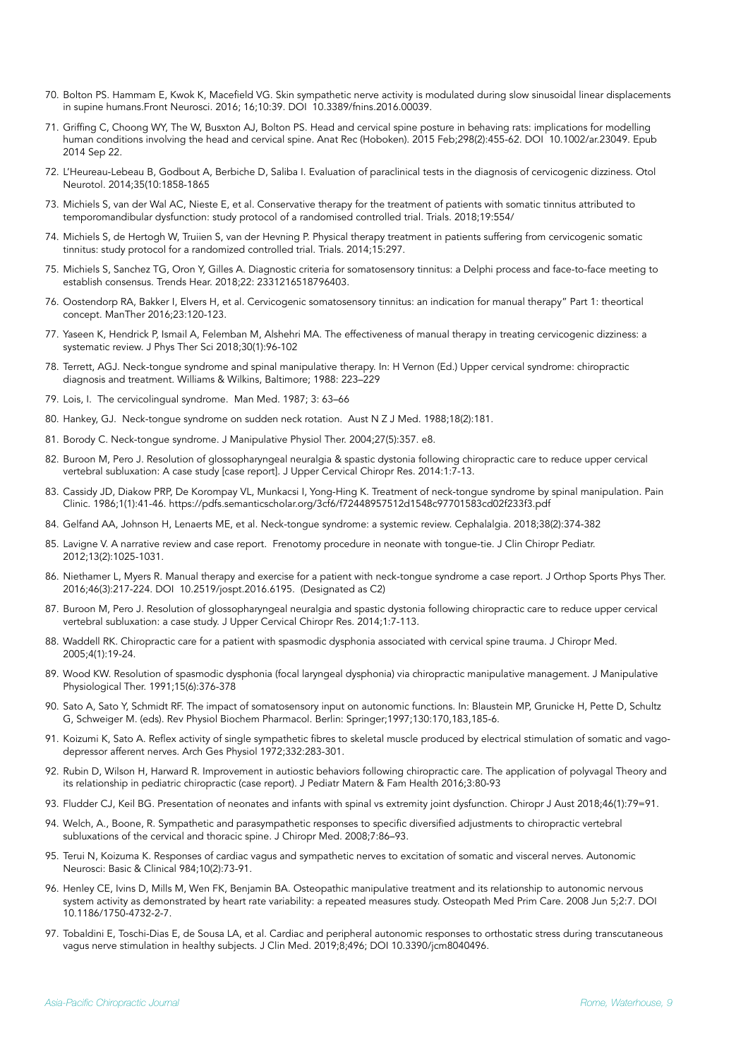70. Bolton PS. Hammam E, Kwok K, Macefield VG. Skin sympathetic nerve activity is modulated during slow sinusoidal linear displacements in supine humans.Front Neurosci. 2016; 16;10:39. DOI 10.3389/fnins.2016.00039.
71. Griffing C, Choong WY, The W, Busxton AJ, Bolton PS. Head and cervical spine posture in behaving rats: implications for modelling human conditions involving the head and cervical spine. Anat Rec (Hoboken). 2015 Feb;298(2):455-62. DOI 10.1002/ar.23049. Epub 2014 Sep 22.
72. L'Heureau-Lebeau B, Godbout A, Berbiche D, Saliba I. Evaluation of paraclinical tests in the diagnosis of cervicogenic dizziness. Otol Neurotol. 2014;35(10:1858-1865
73. Michiels S, van der Wal AC, Nieste E, et al. Conservative therapy for the treatment of patients with somatic tinnitus attributed to temporomandibular dysfunction: study protocol of a randomised controlled trial. Trials. 2018;19:554/
74. Michiels S, de Hertogh W, Truiien S, van der Hevning P. Physical therapy treatment in patients suffering from cervicogenic somatic tinnitus: study protocol for a randomized controlled trial. Trials. 2014;15:297.
75. Michiels S, Sanchez TG, Oron Y, Gilles A. Diagnostic criteria for somatosensory tinnitus: a Delphi process and face-to-face meeting to establish consensus. Trends Hear. 2018;22: 2331216518796403.
76. Oostendorp RA, Bakker I, Elvers H, et al. Cervicogenic somatosensory tinnitus: an indication for manual therapy" Part 1: theortical concept. ManTher 2016;23:120-123.
77. Yaseen K, Hendrick P, Ismail A, Felemban M, Alshehri MA. The effectiveness of manual therapy in treating cervicogenic dizziness: a systematic review. J Phys Ther Sci 2018;30(1):96-102
78. Terrett, AGJ. Neck-tongue syndrome and spinal manipulative therapy. In: H Vernon (Ed.) Upper cervical syndrome: chiropractic diagnosis and treatment. Williams & Wilkins, Baltimore; 1988: 223–229
79. Lois, I. The cervicolingual syndrome. Man Med. 1987; 3: 63–66
80. Hankey, GJ. Neck-tongue syndrome on sudden neck rotation. Aust N Z J Med. 1988;18(2):181.
81. Borody C. Neck-tongue syndrome. J Manipulative Physiol Ther. 2004;27(5):357. e8.
82. Buroon M, Pero J. Resolution of glossopharyngeal neuralgia & spastic dystonia following chiropractic care to reduce upper cervical vertebral subluxation: A case study [case report]. J Upper Cervical Chiropr Res. 2014:1:7-13.
83. Cassidy JD, Diakow PRP, De Korompay VL, Munkacsi I, Yong-Hing K. Treatment of neck-tongue syndrome by spinal manipulation. Pain Clinic. 1986;1(1):41-46. https://pdfs.semanticscholar.org/3cf6/f72448957512d1548c97701583cd02f233f3.pdf
84. Gelfand AA, Johnson H, Lenaerts ME, et al. Neck-tongue syndrome: a systemic review. Cephalalgia. 2018;38(2):374-382
85. Lavigne V. A narrative review and case report. Frenotomy procedure in neonate with tongue-tie. J Clin Chiropr Pediatr. 2012;13(2):1025-1031.
86. Niethamer L, Myers R. Manual therapy and exercise for a patient with neck-tongue syndrome a case report. J Orthop Sports Phys Ther. 2016;46(3):217-224. DOI 10.2519/jospt.2016.6195. (Designated as C2)
87. Buroon M, Pero J. Resolution of glossopharyngeal neuralgia and spastic dystonia following chiropractic care to reduce upper cervical vertebral subluxation: a case study. J Upper Cervical Chiropr Res. 2014;1:7-113.
88. Waddell RK. Chiropractic care for a patient with spasmodic dysphonia associated with cervical spine trauma. J Chiropr Med. 2005;4(1):19-24.
89. Wood KW. Resolution of spasmodic dysphonia (focal laryngeal dysphonia) via chiropractic manipulative management. J Manipulative Physiological Ther. 1991;15(6):376-378
90. Sato A, Sato Y, Schmidt RF. The impact of somatosensory input on autonomic functions. In: Blaustein MP, Grunicke H, Pette D, Schultz G, Schweiger M. (eds). Rev Physiol Biochem Pharmacol. Berlin: Springer;1997;130:170,183,185-6.
91. Koizumi K, Sato A. Reflex activity of single sympathetic fibres to skeletal muscle produced by electrical stimulation of somatic and vago-depressor afferent nerves. Arch Ges Physiol 1972;332:283-301.
92. Rubin D, Wilson H, Harward R. Improvement in autiostic behaviors following chiropractic care. The application of polyvagal Theory and its relationship in pediatric chiropractic (case report). J Pediatr Matern & Fam Health 2016;3:80-93
93. Fludder CJ, Keil BG. Presentation of neonates and infants with spinal vs extremity joint dysfunction. Chiropr J Aust 2018;46(1):79=91.
94. Welch, A., Boone, R. Sympathetic and parasympathetic responses to specific diversified adjustments to chiropractic vertebral subluxations of the cervical and thoracic spine. J Chiropr Med. 2008;7:86–93.
95. Terui N, Koizuma K. Responses of cardiac vagus and sympathetic nerves to excitation of somatic and visceral nerves. Autonomic Neurosci: Basic & Clinical 984;10(2):73-91.
96. Henley CE, Ivins D, Mills M, Wen FK, Benjamin BA. Osteopathic manipulative treatment and its relationship to autonomic nervous system activity as demonstrated by heart rate variability: a repeated measures study. Osteopath Med Prim Care. 2008 Jun 5;2:7. DOI 10.1186/1750-4732-2-7.
97. Tobaldini E, Toschi-Dias E, de Sousa LA, et al. Cardiac and peripheral autonomic responses to orthostatic stress during transcutaneous vagus nerve stimulation in healthy subjects. J Clin Med. 2019;8;496; DOI 10.3390/jcm8040496.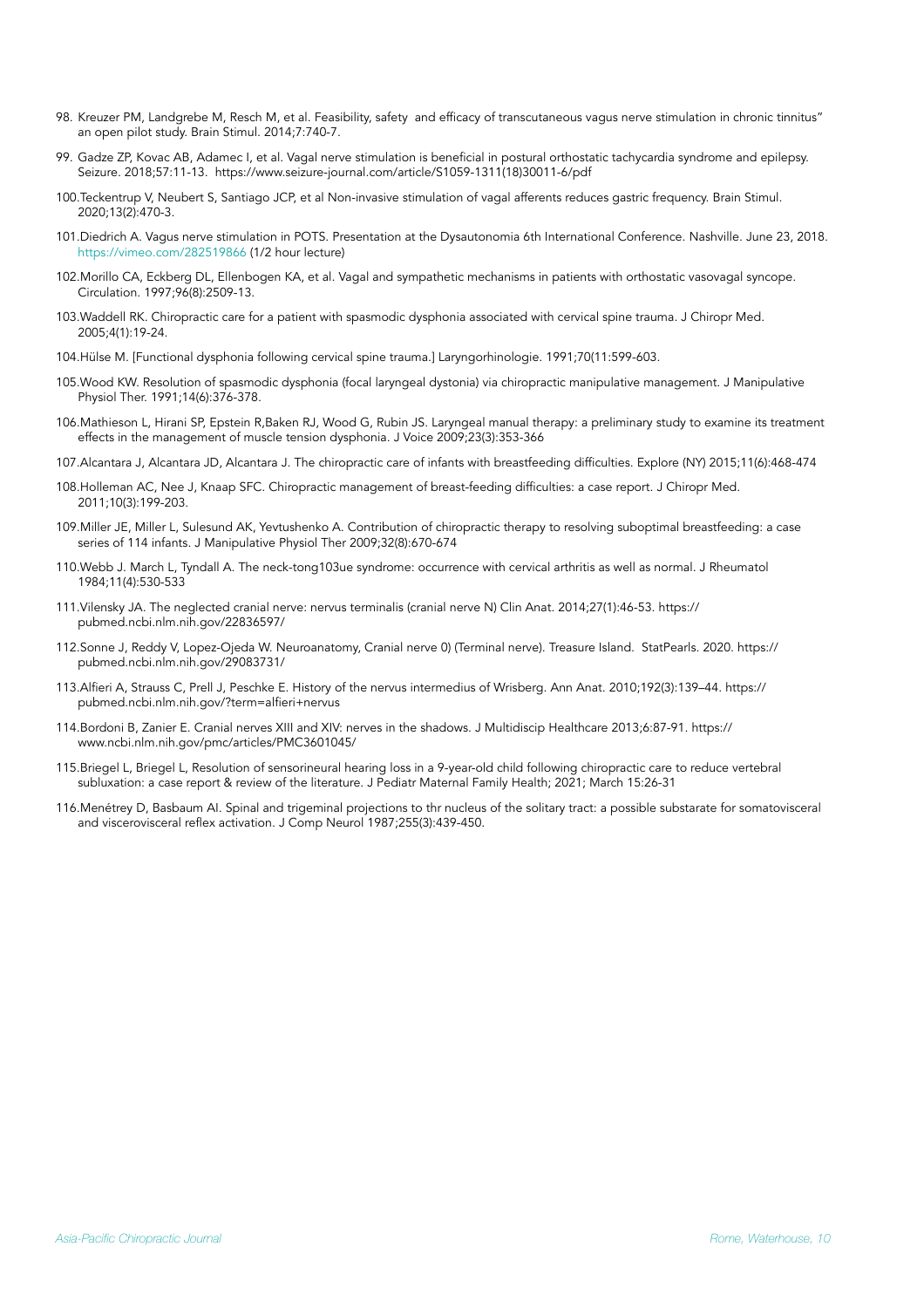98. Kreuzer PM, Landgrebe M, Resch M, et al. Feasibility, safety  and efficacy of transcutaneous vagus nerve stimulation in chronic tinnitus" an open pilot study. Brain Stimul. 2014;7:740-7.

99. Gadze ZP, Kovac AB, Adamec I, et al. Vagal nerve stimulation is beneficial in postural orthostatic tachycardia syndrome and epilepsy. Seizure. 2018;57:11-13.  https://www.seizure-journal.com/article/S1059-1311(18)30011-6/pdf

100. Teckentrup V, Neubert S, Santiago JCP, et al Non-invasive stimulation of vagal afferents reduces gastric frequency. Brain Stimul. 2020;13(2):470-3.

101. Diedrich A. Vagus nerve stimulation in POTS. Presentation at the Dysautonomia 6th International Conference. Nashville. June 23, 2018. https://vimeo.com/282519866 (1/2 hour lecture)

102. Morillo CA, Eckberg DL, Ellenbogen KA, et al. Vagal and sympathetic mechanisms in patients with orthostatic vasovagal syncope. Circulation. 1997;96(8):2509-13.

103. Waddell RK. Chiropractic care for a patient with spasmodic dysphonia associated with cervical spine trauma. J Chiropr Med. 2005;4(1):19-24.

104. Hülse M. [Functional dysphonia following cervical spine trauma.] Laryngorhinologie. 1991;70(11:599-603.

105. Wood KW. Resolution of spasmodic dysphonia (focal laryngeal dystonia) via chiropractic manipulative management. J Manipulative Physiol Ther. 1991;14(6):376-378.

106. Mathieson L, Hirani SP, Epstein R,Baken RJ, Wood G, Rubin JS. Laryngeal manual therapy: a preliminary study to examine its treatment effects in the management of muscle tension dysphonia. J Voice 2009;23(3):353-366

107. Alcantara J, Alcantara JD, Alcantara J. The chiropractic care of infants with breastfeeding difficulties. Explore (NY) 2015;11(6):468-474

108. Holleman AC, Nee J, Knaap SFC. Chiropractic management of breast-feeding difficulties: a case report. J Chiropr Med. 2011;10(3):199-203.

109. Miller JE, Miller L, Sulesund AK, Yevtushenko A. Contribution of chiropractic therapy to resolving suboptimal breastfeeding: a case series of 114 infants. J Manipulative Physiol Ther 2009;32(8):670-674

110. Webb J. March L, Tyndall A. The neck-tong103ue syndrome: occurrence with cervical arthritis as well as normal. J Rheumatol 1984;11(4):530-533

111. Vilensky JA. The neglected cranial nerve: nervus terminalis (cranial nerve N) Clin Anat. 2014;27(1):46-53. https://pubmed.ncbi.nlm.nih.gov/22836597/

112. Sonne J, Reddy V, Lopez-Ojeda W. Neuroanatomy, Cranial nerve 0) (Terminal nerve). Treasure Island.  StatPearls. 2020. https://pubmed.ncbi.nlm.nih.gov/29083731/

113. Alfieri A, Strauss C, Prell J, Peschke E. History of the nervus intermedius of Wrisberg. Ann Anat. 2010;192(3):139–44. https://pubmed.ncbi.nlm.nih.gov/?term=alfieri+nervus

114. Bordoni B, Zanier E. Cranial nerves XIII and XIV: nerves in the shadows. J Multidiscip Healthcare 2013;6:87-91. https://www.ncbi.nlm.nih.gov/pmc/articles/PMC3601045/

115. Briegel L, Briegel L, Resolution of sensorineural hearing loss in a 9-year-old child following chiropractic care to reduce vertebral subluxation: a case report & review of the literature. J Pediatr Maternal Family Health; 2021; March 15:26-31

116. Menétrey D, Basbaum AI. Spinal and trigeminal projections to thr nucleus of the solitary tract: a possible substarate for somatovisceral and viscerovisceral reflex activation. J Comp Neurol 1987;255(3):439-450.